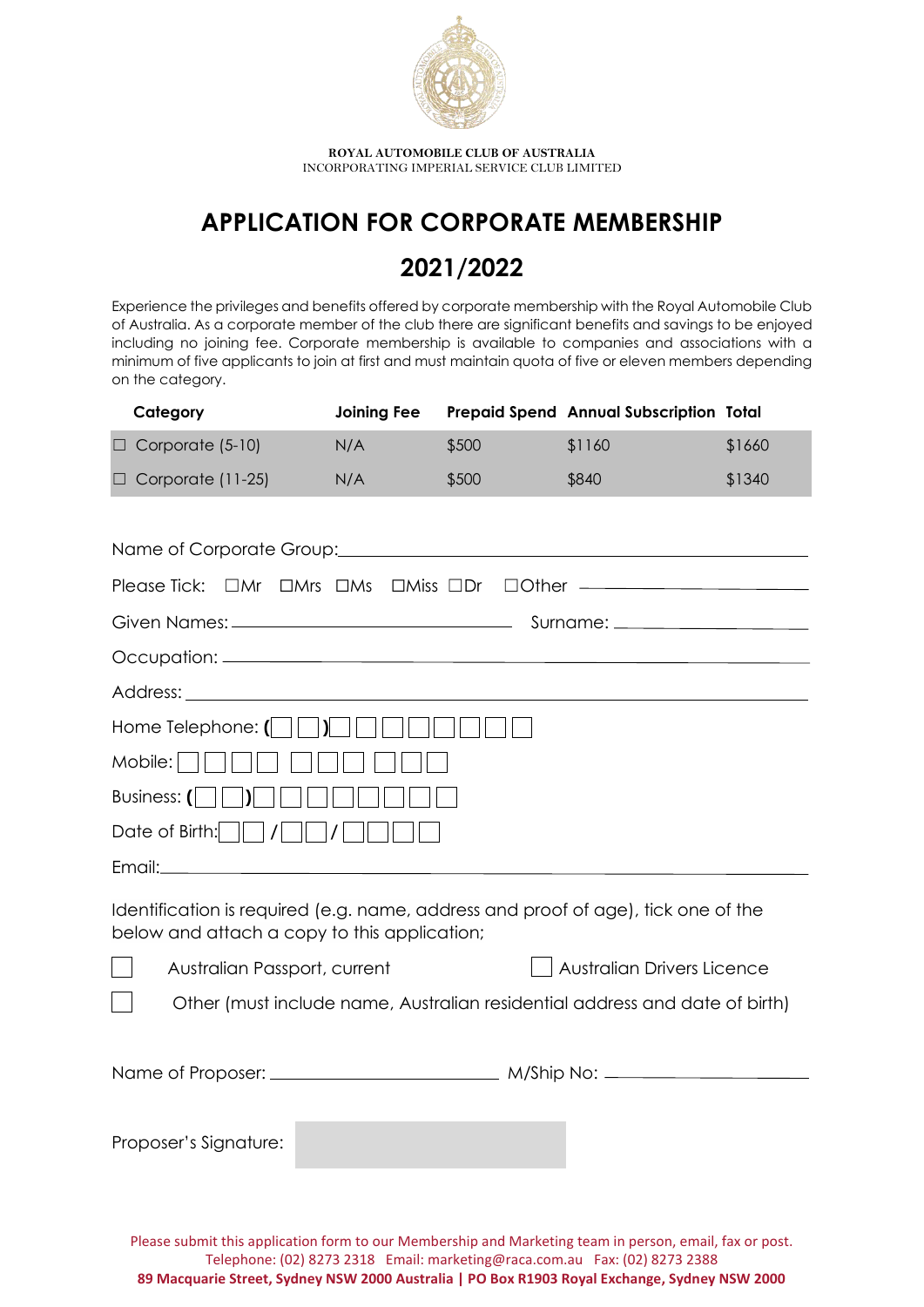ROYAL AUTOMOBILE CLUB OF AUSTRALIA
INCORPORATING IMPERIAL SERVICE CLUB LIMITED

# APPLICATION FOR CORPORATE MEMBERSHIP

# 2021/2022

Experience the privileges and benefits offered by corporate membership with the Royal Automobile Club of Australia. As a corporate member of the club there are significant benefits and savings to be enjoyed including no joining fee. Corporate membership is available to companies and associations with a minimum of five applicants to join at first and must maintain quota of five or eleven members depending on the category.

| Category | Joining Fee | Prepaid Spend | Annual Subscription | Total |
|---|---|---|---|---|
| ☐ Corporate (5-10) | N/A | $500 | $1160 | $1660 |
| ☐ Corporate (11-25) | N/A | $500 | $840 | $1340 |

Name of Corporate Group: ________________________________

Please Tick: ☐Mr ☐Mrs ☐Ms ☐Miss ☐Dr ☐Other ____________

Given Names: ____________________ Surname: ____________________

Occupation: ________________________________

Address: ________________________________

Home Telephone: (☐☐) ☐☐☐☐☐☐☐☐

Mobile: ☐☐☐☐ ☐☐☐ ☐☐☐

Business: (☐☐) ☐☐☐☐☐☐☐☐

Date of Birth: ☐☐ / ☐☐ / ☐☐☐☐

Email: ________________________________

Identification is required (e.g. name, address and proof of age), tick one of the below and attach a copy to this application;

☐ Australian Passport, current ☐ Australian Drivers Licence

☐ Other (must include name, Australian residential address and date of birth)

Name of Proposer: ____________________ M/Ship No: ____________________

Proposer's Signature: ____________________

Please submit this application form to our Membership and Marketing team in person, email, fax or post.
Telephone: (02) 8273 2318 Email: marketing@raca.com.au Fax: (02) 8273 2388
**89 Macquarie Street, Sydney NSW 2000 Australia | PO Box R1903 Royal Exchange, Sydney NSW 2000**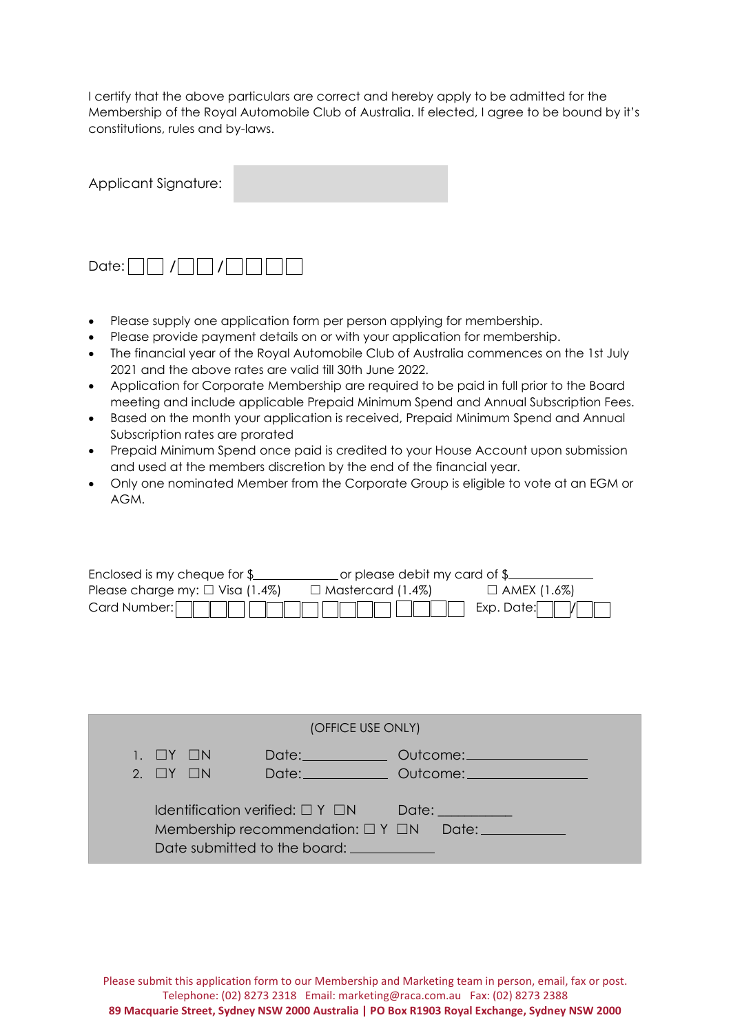I certify that the above particulars are correct and hereby apply to be admitted for the Membership of the Royal Automobile Club of Australia. If elected, I agree to be bound by it's constitutions, rules and by-laws.

Applicant Signature:

Date: ☐☐ / ☐☐ / ☐☐☐☐

- Please supply one application form per person applying for membership.
- Please provide payment details on or with your application for membership.
- The financial year of the Royal Automobile Club of Australia commences on the 1st July 2021 and the above rates are valid till 30th June 2022.
- Application for Corporate Membership are required to be paid in full prior to the Board meeting and include applicable Prepaid Minimum Spend and Annual Subscription Fees.
- Based on the month your application is received, Prepaid Minimum Spend and Annual Subscription rates are prorated
- Prepaid Minimum Spend once paid is credited to your House Account upon submission and used at the members discretion by the end of the financial year.
- Only one nominated Member from the Corporate Group is eligible to vote at an EGM or AGM.

Enclosed is my cheque for $____________ or please debit my card of $____________

Please charge my: ☐ Visa (1.4%) ☐ Mastercard (1.4%) ☐ AMEX (1.6%)

Card Number: ☐☐☐☐ ☐☐☐☐ ☐☐☐☐ ☐☐☐☐ Exp. Date: ☐☐/☐☐

(OFFICE USE ONLY)

1. ☐Y ☐N Date:__________ Outcome:______________
2. ☐Y ☐N Date:__________ Outcome:______________

Identification verified: ☐ Y ☐N Date: __________

Membership recommendation: ☐ Y ☐N Date: __________

Date submitted to the board: __________

Please submit this application form to our Membership and Marketing team in person, email, fax or post.
Telephone: (02) 8273 2318 Email: marketing@raca.com.au Fax: (02) 8273 2388
**89 Macquarie Street, Sydney NSW 2000 Australia | PO Box R1903 Royal Exchange, Sydney NSW 2000**